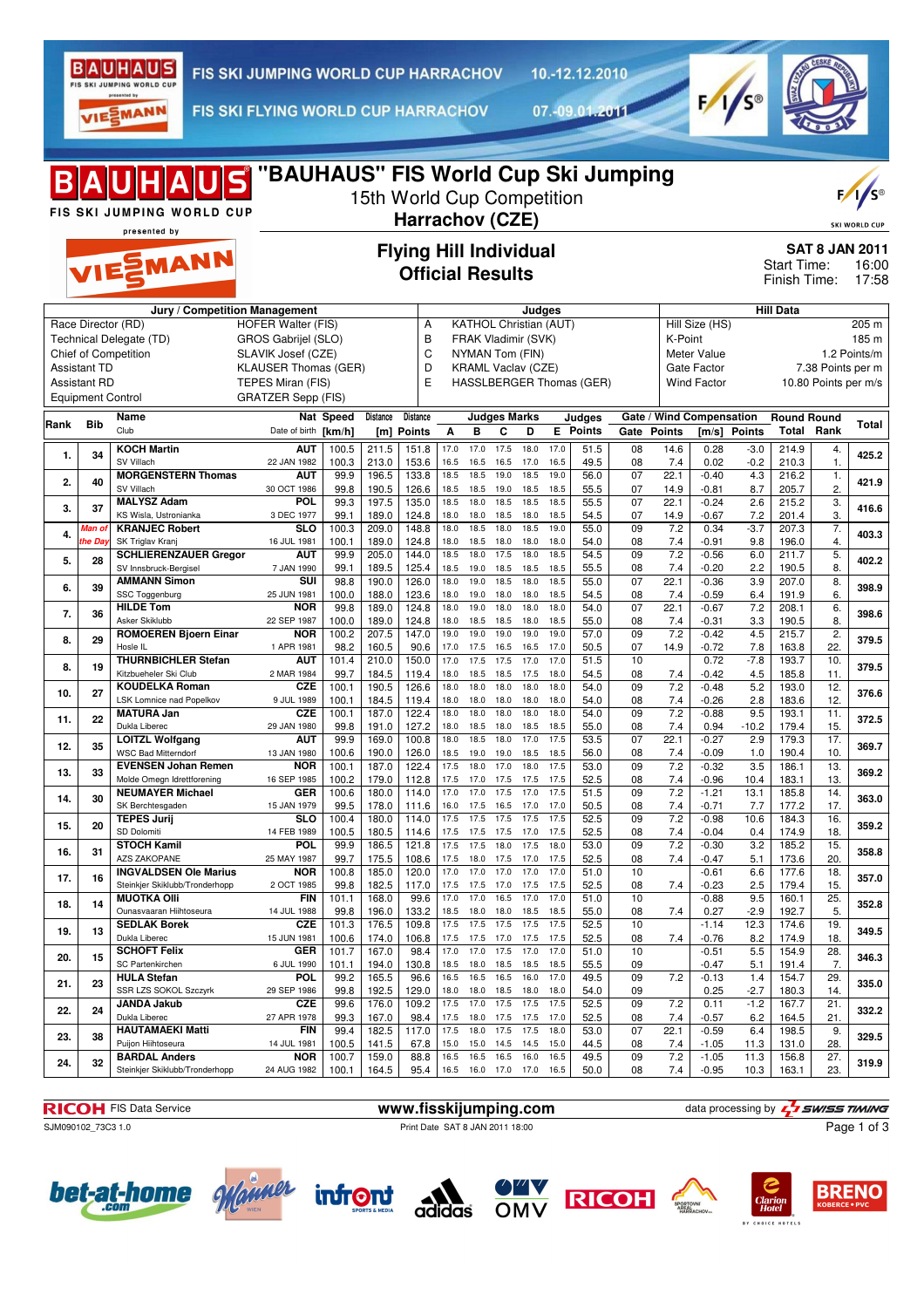# "BAUHAUS" FIS World Cup Ski Jumping

15th World Cup Competition
**Harrachov (CZE)**

## Flying Hill Individual
## Official Results

**SAT 8 JAN 2011**
Start Time: 16:00
Finish Time: 17:58

| Jury / Competition Management | | Judges | | Hill Data | |
|---|---|---|---|---|---|
| Race Director (RD) | HOFER Walter (FIS) | A | KATHOL Christian (AUT) | Hill Size (HS) | 205 m |
| Technical Delegate (TD) | GROS Gabrijel (SLO) | B | FRAK Vladimir (SVK) | K-Point | 185 m |
| Chief of Competition | SLAVIK Josef (CZE) | C | NYMAN Tom (FIN) | Meter Value | 1.2 Points/m |
| Assistant TD | KLAUSER Thomas (GER) | D | KRAML Vaclav (CZE) | Gate Factor | 7.38 Points per m |
| Assistant RD | TEPES Miran (FIS) | E | HASSLBERGER Thomas (GER) | Wind Factor | 10.80 Points per m/s |
| Equipment Control | GRATZER Sepp (FIS) | | | | |

| Rank | Bib | Name / Club | Nat / Date of birth | Speed [km/h] | Distance [m] | Distance Points | A | B | C | D | E | Judges Points | Gate | Gate Points | Wind [m/s] | Wind Points | Round Total | Round Rank | Total |
|---|---|---|---|---|---|---|---|---|---|---|---|---|---|---|---|---|---|---|---|
| 1. | 34 | KOCH Martin | AUT | 100.5 | 211.5 | 151.8 | 17.0 | 17.0 | 17.5 | 18.0 | 17.0 | 51.5 | 08 | 14.6 | 0.28 | -3.0 | 214.9 | 4. | 425.2 |
| | | SV Villach | 22 JAN 1982 | 100.3 | 213.0 | 153.6 | 16.5 | 16.5 | 16.5 | 17.0 | 16.5 | 49.5 | 08 | 7.4 | 0.02 | -0.2 | 210.3 | 1. | |
| 2. | 40 | MORGENSTERN Thomas | AUT | 99.9 | 196.5 | 133.8 | 18.5 | 18.5 | 19.0 | 18.5 | 19.0 | 56.0 | 07 | 22.1 | -0.40 | 4.3 | 216.2 | 1. | 421.9 |
| | | SV Villach | 30 OCT 1986 | 99.8 | 190.5 | 126.6 | 18.5 | 18.5 | 19.0 | 18.5 | 18.5 | 55.5 | 07 | 14.9 | -0.81 | 8.7 | 205.7 | 2. | |
| 3. | 37 | MALYSZ Adam | POL | 99.3 | 197.5 | 135.0 | 18.5 | 18.0 | 18.5 | 18.5 | 18.5 | 55.5 | 07 | 22.1 | -0.24 | 2.6 | 215.2 | 3. | 416.6 |
| | | KS Wisla, Ustronianka | 3 DEC 1977 | 99.1 | 189.0 | 124.8 | 18.0 | 18.0 | 18.5 | 18.0 | 18.5 | 54.5 | 07 | 14.9 | -0.67 | 7.2 | 201.4 | 3. | |
| 4. | Man of the Day | KRANJEC Robert | SLO | 100.3 | 209.0 | 148.8 | 18.0 | 18.5 | 18.0 | 18.5 | 19.0 | 55.0 | 09 | 7.2 | 0.34 | -3.7 | 207.3 | 7. | 403.3 |
| | | SK Triglav Kranj | 16 JUL 1981 | 100.1 | 189.0 | 124.8 | 18.0 | 18.5 | 18.0 | 18.0 | 18.0 | 54.0 | 08 | 7.4 | -0.91 | 9.8 | 196.0 | 4. | |
| 5. | 28 | SCHLIERENZAUER Gregor | AUT | 99.9 | 205.0 | 144.0 | 18.5 | 18.0 | 17.5 | 18.0 | 18.5 | 54.5 | 09 | 7.2 | -0.56 | 6.0 | 211.7 | 5. | 402.2 |
| | | SV Innsbruck-Bergisel | 7 JAN 1990 | 99.1 | 189.5 | 125.4 | 18.5 | 19.0 | 18.5 | 18.5 | 18.5 | 55.5 | 08 | 7.4 | -0.20 | 2.2 | 190.5 | 8. | |
| 6. | 39 | AMMANN Simon | SUI | 98.8 | 190.0 | 126.0 | 18.0 | 19.0 | 18.5 | 18.0 | 18.5 | 55.0 | 07 | 22.1 | -0.36 | 3.9 | 207.0 | 8. | 398.9 |
| | | SSC Toggenburg | 25 JUN 1981 | 100.0 | 188.0 | 123.6 | 18.0 | 18.5 | 18.5 | 18.0 | 18.0 | 54.5 | 08 | 7.4 | -0.59 | 6.4 | 191.9 | 6. | |
| 7. | 36 | HILDE Tom | NOR | 99.8 | 189.0 | 124.8 | 18.0 | 19.0 | 18.0 | 18.0 | 18.0 | 54.0 | 07 | 22.1 | -0.67 | 7.2 | 208.1 | 6. | 398.6 |
| | | Asker Skiklubb | 22 SEP 1987 | 100.0 | 189.0 | 124.8 | 18.0 | 18.5 | 18.5 | 18.0 | 18.5 | 55.0 | 08 | 7.4 | -0.31 | 3.3 | 190.5 | 8. | |
| 8. | 29 | ROMOEREN Bjoern Einar | NOR | 100.2 | 207.5 | 147.0 | 19.0 | 19.0 | 19.0 | 19.0 | 19.0 | 57.0 | 09 | 7.2 | -0.42 | 4.5 | 215.7 | 2. | 379.5 |
| | | Hosle IL | 1 APR 1981 | 98.2 | 160.5 | 90.6 | 17.0 | 17.5 | 16.5 | 16.5 | 17.0 | 50.5 | 07 | 14.9 | -0.72 | 7.8 | 163.8 | 22. | |
| 8. | 19 | THURNBICHLER Stefan | AUT | 101.4 | 210.0 | 150.0 | 17.0 | 17.5 | 17.5 | 17.0 | 17.0 | 51.5 | 10 | | 0.72 | -7.8 | 193.7 | 10. | 379.5 |
| | | Kitzbueheler Ski Club | 2 MAR 1984 | 99.7 | 184.5 | 119.4 | 18.0 | 18.5 | 18.5 | 17.5 | 18.0 | 54.5 | 08 | 7.4 | -0.42 | 4.5 | 185.8 | 11. | |
| 10. | 27 | KOUDELKA Roman | CZE | 100.1 | 190.5 | 126.6 | 18.0 | 18.0 | 18.0 | 18.0 | 18.0 | 54.0 | 09 | 7.2 | -0.48 | 5.2 | 193.0 | 12. | 376.6 |
| | | LSK Lomnice nad Popelkov | 9 JUL 1989 | 100.1 | 184.5 | 119.4 | 18.0 | 18.0 | 18.0 | 18.0 | 18.0 | 54.0 | 08 | 7.4 | -0.26 | 2.8 | 183.6 | 12. | |
| 11. | 22 | MATURA Jan | CZE | 100.1 | 187.0 | 122.4 | 18.0 | 18.0 | 18.0 | 18.0 | 18.0 | 54.0 | 09 | 7.2 | -0.88 | 9.5 | 193.1 | 11. | 372.5 |
| | | Dukla Liberec | 29 JAN 1980 | 99.8 | 191.0 | 127.2 | 18.0 | 18.5 | 18.0 | 18.5 | 18.5 | 55.0 | 08 | 7.4 | 0.94 | -10.2 | 179.4 | 15. | |
| 12. | 35 | LOITZL Wolfgang | AUT | 99.9 | 169.0 | 100.8 | 18.0 | 18.5 | 18.0 | 17.0 | 17.5 | 53.5 | 07 | 22.1 | -0.27 | 2.9 | 179.3 | 17. | 369.7 |
| | | WSC Bad Mitterndorf | 13 JAN 1980 | 100.6 | 190.0 | 126.0 | 18.5 | 19.0 | 19.0 | 18.5 | 18.5 | 56.0 | 08 | 7.4 | -0.09 | 1.0 | 190.4 | 10. | |
| 13. | 33 | EVENSEN Johan Remen | NOR | 100.1 | 187.0 | 122.4 | 17.5 | 18.0 | 17.0 | 18.0 | 17.5 | 53.0 | 09 | 7.2 | -0.32 | 3.5 | 186.1 | 13. | 369.2 |
| | | Molde Omegn Idrettforening | 16 SEP 1985 | 100.2 | 179.0 | 112.8 | 17.5 | 17.0 | 17.5 | 17.5 | 17.5 | 52.5 | 08 | 7.4 | -0.96 | 10.4 | 183.1 | 13. | |
| 14. | 30 | NEUMAYER Michael | GER | 100.6 | 180.0 | 114.0 | 17.0 | 17.0 | 17.5 | 17.0 | 17.5 | 51.5 | 09 | 7.2 | -1.21 | 13.1 | 185.8 | 14. | 363.0 |
| | | SK Berchtesgaden | 15 JAN 1979 | 99.5 | 178.0 | 111.6 | 16.0 | 17.5 | 16.5 | 17.0 | 17.0 | 50.5 | 08 | 7.4 | -0.71 | 7.7 | 177.2 | 17. | |
| 15. | 20 | TEPES Jurij | SLO | 100.4 | 180.0 | 114.0 | 17.5 | 17.5 | 17.5 | 17.5 | 17.5 | 52.5 | 09 | 7.2 | -0.98 | 10.6 | 184.3 | 16. | 359.2 |
| | | SD Dolomiti | 14 FEB 1989 | 100.5 | 180.5 | 114.6 | 17.5 | 17.5 | 17.5 | 17.0 | 17.5 | 52.5 | 08 | 7.4 | -0.04 | 0.4 | 174.9 | 18. | |
| 16. | 31 | STOCH Kamil | POL | 99.9 | 186.5 | 121.8 | 17.5 | 17.5 | 18.0 | 17.5 | 18.0 | 53.0 | 09 | 7.2 | -0.30 | 3.2 | 185.2 | 15. | 358.8 |
| | | AZS ZAKOPANE | 25 MAY 1987 | 99.7 | 175.5 | 108.6 | 17.5 | 18.0 | 17.5 | 17.0 | 17.5 | 52.5 | 08 | 7.4 | -0.47 | 5.1 | 173.6 | 20. | |
| 17. | 16 | INGVALDSEN Ole Marius | NOR | 100.8 | 185.0 | 120.0 | 17.0 | 17.0 | 17.0 | 17.0 | 17.0 | 51.0 | 10 | | -0.61 | 6.6 | 177.6 | 18. | 357.0 |
| | | Steinkjer Skiklubb/Tronderhopp | 2 OCT 1985 | 99.8 | 182.5 | 117.0 | 17.5 | 17.5 | 17.0 | 17.5 | 17.0 | 52.0 | 08 | 7.4 | -0.23 | 2.5 | 179.4 | 15. | |
| 18. | 14 | MUOTKA Olli | FIN | 101.1 | 168.0 | 99.6 | 17.0 | 17.0 | 16.5 | 17.0 | 17.0 | 51.0 | 10 | | -0.88 | 9.5 | 160.1 | 25. | 352.8 |
| | | Ounasvaaran Hiihtoseura | 14 JUL 1988 | 99.8 | 196.0 | 133.2 | 18.5 | 18.0 | 18.0 | 18.0 | 18.5 | 55.0 | 08 | 7.4 | 0.27 | -2.9 | 192.7 | 5. | |
| 19. | 13 | SEDLAK Borek | CZE | 101.3 | 176.5 | 109.8 | 17.5 | 17.5 | 17.5 | 17.5 | 17.5 | 52.5 | 10 | | -1.14 | 12.3 | 174.6 | 19. | 349.5 |
| | | Dukla Liberec | 15 JUN 1981 | 100.6 | 174.0 | 106.8 | 17.5 | 17.5 | 17.5 | 17.5 | 17.5 | 52.5 | 08 | 7.4 | -0.76 | 8.2 | 174.9 | 18. | |
| 20. | 15 | SCHOFT Felix | GER | 101.7 | 167.0 | 98.4 | 17.0 | 17.0 | 17.5 | 17.0 | 17.0 | 51.0 | 10 | | -0.51 | 5.5 | 154.9 | 28. | 346.3 |
| | | SC Partenkirchen | 6 JUL 1990 | 101.1 | 194.0 | 130.8 | 18.5 | 18.0 | 18.5 | 18.5 | 18.5 | 55.5 | 09 | | -0.47 | 5.1 | 191.4 | 7. | |
| 21. | 23 | HULA Stefan | POL | 99.2 | 165.5 | 96.6 | 16.5 | 16.5 | 16.5 | 16.0 | 17.0 | 49.5 | 09 | 7.2 | -0.13 | 1.4 | 154.7 | 29. | 335.0 |
| | | SSR LZS SOKOL Szczyrk | 29 SEP 1986 | 99.8 | 192.5 | 129.0 | 18.0 | 18.0 | 18.5 | 18.0 | 18.0 | 54.0 | 09 | | 0.25 | -2.7 | 180.3 | 14. | |
| 22. | 24 | JANDA Jakub | CZE | 99.6 | 176.0 | 109.2 | 17.5 | 17.0 | 17.5 | 17.5 | 17.5 | 52.5 | 09 | 7.2 | 0.11 | -1.2 | 167.7 | 21. | 332.2 |
| | | Dukla Liberec | 27 APR 1978 | 99.3 | 167.0 | 98.4 | 17.5 | 18.0 | 17.5 | 17.5 | 17.5 | 52.5 | 08 | 7.4 | -0.57 | 6.2 | 164.5 | 21. | |
| 23. | 38 | HAUTAMAEKI Matti | FIN | 99.4 | 182.5 | 117.0 | 17.5 | 18.0 | 17.5 | 17.5 | 18.0 | 53.0 | 07 | 22.1 | -0.59 | 6.4 | 198.5 | 9. | 329.5 |
| | | Puijon Hiihtoseura | 14 JUL 1981 | 100.5 | 141.5 | 67.8 | 15.0 | 15.0 | 14.5 | 14.5 | 15.0 | 44.5 | 08 | 7.4 | -1.05 | 11.3 | 131.0 | 28. | |
| 24. | 32 | BARDAL Anders | NOR | 100.7 | 159.0 | 88.8 | 16.5 | 16.5 | 16.5 | 16.0 | 16.5 | 49.5 | 09 | 7.2 | -1.05 | 11.3 | 156.8 | 27. | 319.9 |
| | | Steinkjer Skiklubb/Tronderhopp | 24 AUG 1982 | 100.1 | 164.5 | 95.4 | 16.5 | 16.0 | 17.0 | 17.0 | 16.5 | 50.0 | 08 | 7.4 | -0.95 | 10.3 | 163.1 | 23. | |

RICOH FIS Data Service | www.fisskijumping.com | data processing by SWISS TIMING

SJM090102_73C3 1.0 | Print Date SAT 8 JAN 2011 18:00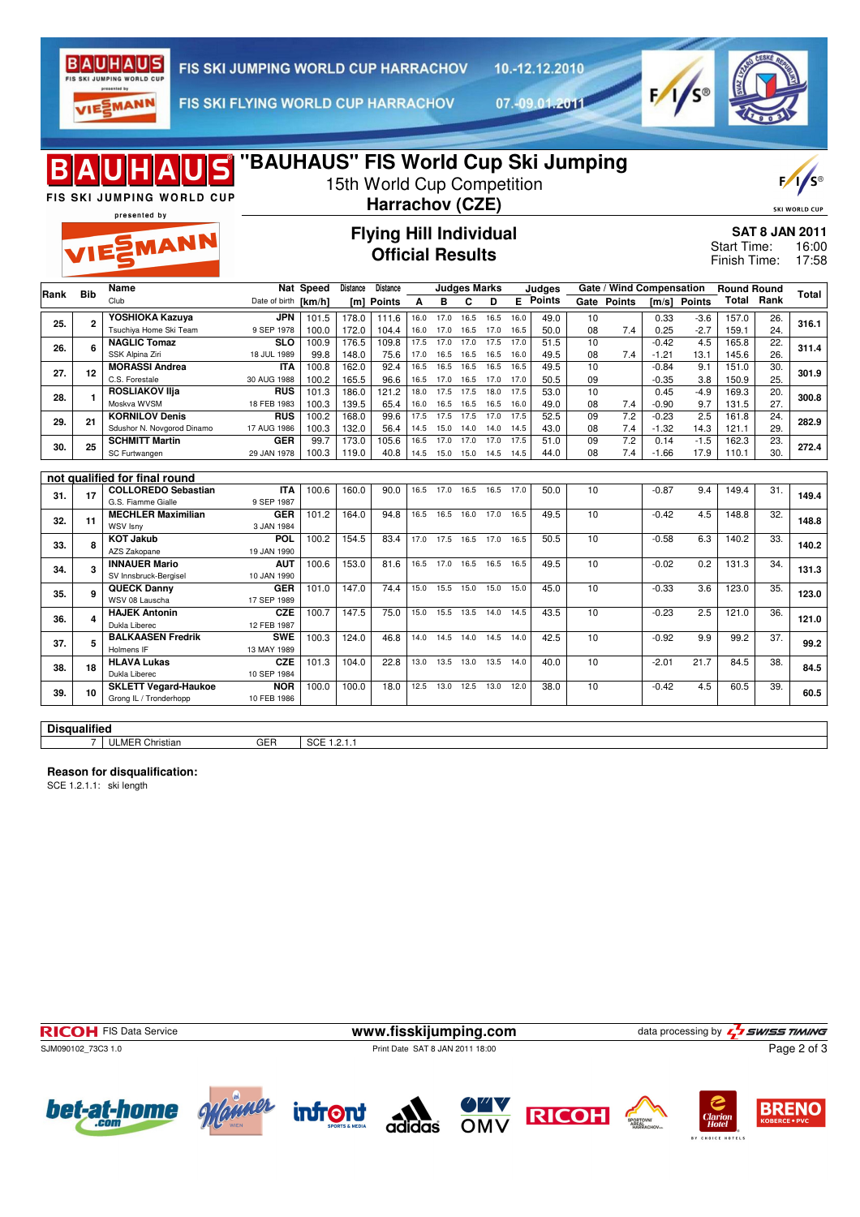# "BAUHAUS" FIS World Cup Ski Jumping

15th World Cup Competition

**Harrachov (CZE)**

## Flying Hill Individual
## Official Results

**SAT 8 JAN 2011**
Start Time: 16:00
Finish Time: 17:58

| Rank | Bib | Name / Club | Nat / Date of birth | Speed [km/h] | Distance [m] | Distance Points | A | B | C | D | E | Judges Points | Gate | Gate Points | Wind [m/s] | Wind Points | Round Total | Round Rank | Total |
|---|---|---|---|---|---|---|---|---|---|---|---|---|---|---|---|---|---|---|---|
| 25. | 2 | **YOSHIOKA Kazuya** | JPN | 101.5 | 178.0 | 111.6 | 16.0 | 17.0 | 16.5 | 16.5 | 16.0 | 49.0 | 10 | | 0.33 | -3.6 | 157.0 | 26. | 316.1 |
| | | Tsuchiya Home Ski Team | 9 SEP 1978 | 100.0 | 172.0 | 104.4 | 16.0 | 17.0 | 16.5 | 17.0 | 16.5 | 50.0 | 08 | 7.4 | 0.25 | -2.7 | 159.1 | 24. | |
| 26. | 6 | **NAGLIC Tomaz** | SLO | 100.9 | 176.5 | 109.8 | 17.5 | 17.0 | 17.0 | 17.5 | 17.0 | 51.5 | 10 | | -0.42 | 4.5 | 165.8 | 22. | 311.4 |
| | | SSK Alpina Ziri | 18 JUL 1989 | 99.8 | 148.0 | 75.6 | 17.0 | 16.5 | 16.5 | 16.5 | 16.0 | 49.5 | 08 | 7.4 | -1.21 | 13.1 | 145.6 | 26. | |
| 27. | 12 | **MORASSI Andrea** | ITA | 100.8 | 162.0 | 92.4 | 16.5 | 16.5 | 16.5 | 16.5 | 16.5 | 49.5 | 10 | | -0.84 | 9.1 | 151.0 | 30. | 301.9 |
| | | C.S. Forestale | 30 AUG 1988 | 100.2 | 165.5 | 96.6 | 16.5 | 17.0 | 16.5 | 17.0 | 17.0 | 50.5 | 09 | | -0.35 | 3.8 | 150.9 | 25. | |
| 28. | 1 | **ROSLIAKOV Ilja** | RUS | 101.3 | 186.0 | 121.2 | 18.0 | 17.5 | 17.5 | 18.0 | 17.5 | 53.0 | 10 | | 0.45 | -4.9 | 169.3 | 20. | 300.8 |
| | | Moskva WVSM | 18 FEB 1983 | 100.3 | 139.5 | 65.4 | 16.0 | 16.5 | 16.5 | 16.5 | 16.0 | 49.0 | 08 | 7.4 | -0.90 | 9.7 | 131.5 | 27. | |
| 29. | 21 | **KORNILOV Denis** | RUS | 100.2 | 168.0 | 99.6 | 17.5 | 17.5 | 17.5 | 17.0 | 17.5 | 52.5 | 09 | 7.2 | -0.23 | 2.5 | 161.8 | 24. | 282.9 |
| | | Sdushor N. Novgorod Dinamo | 17 AUG 1986 | 100.3 | 132.0 | 56.4 | 14.5 | 15.0 | 14.0 | 14.0 | 14.5 | 43.0 | 08 | 7.4 | -1.32 | 14.3 | 121.1 | 29. | |
| 30. | 25 | **SCHMITT Martin** | GER | 99.7 | 173.0 | 105.6 | 16.5 | 17.0 | 17.0 | 17.0 | 17.5 | 51.0 | 09 | 7.2 | 0.14 | -1.5 | 162.3 | 23. | 272.4 |
| | | SC Furtwangen | 29 JAN 1978 | 100.3 | 119.0 | 40.8 | 14.5 | 15.0 | 15.0 | 14.5 | 14.5 | 44.0 | 08 | 7.4 | -1.66 | 17.9 | 110.1 | 30. | |

### not qualified for final round

| Rank | Bib | Name / Club | Nat / Date of birth | Speed [km/h] | Distance [m] | Distance Points | A | B | C | D | E | Judges Points | Gate | Gate Points | Wind [m/s] | Wind Points | Round Total | Round Rank | Total |
|---|---|---|---|---|---|---|---|---|---|---|---|---|---|---|---|---|---|---|---|
| 31. | 17 | **COLLOREDO Sebastian** | ITA | 100.6 | 160.0 | 90.0 | 16.5 | 17.0 | 16.5 | 16.5 | 17.0 | 50.0 | 10 | | -0.87 | 9.4 | 149.4 | 31. | 149.4 |
| | | G.S. Fiamme Gialle | 9 SEP 1987 | | | | | | | | | | | | | | | | |
| 32. | 11 | **MECHLER Maximilian** | GER | 101.2 | 164.0 | 94.8 | 16.5 | 16.5 | 16.0 | 17.0 | 16.5 | 49.5 | 10 | | -0.42 | 4.5 | 148.8 | 32. | 148.8 |
| | | WSV Isny | 3 JAN 1984 | | | | | | | | | | | | | | | | |
| 33. | 8 | **KOT Jakub** | POL | 100.2 | 154.5 | 83.4 | 17.0 | 17.5 | 16.5 | 17.0 | 16.5 | 50.5 | 10 | | -0.58 | 6.3 | 140.2 | 33. | 140.2 |
| | | AZS Zakopane | 19 JAN 1990 | | | | | | | | | | | | | | | | |
| 34. | 3 | **INNAUER Mario** | AUT | 100.6 | 153.0 | 81.6 | 16.5 | 17.0 | 16.5 | 16.5 | 16.5 | 49.5 | 10 | | -0.02 | 0.2 | 131.3 | 34. | 131.3 |
| | | SV Innsbruck-Bergisel | 10 JAN 1990 | | | | | | | | | | | | | | | | |
| 35. | 9 | **QUECK Danny** | GER | 101.0 | 147.0 | 74.4 | 15.0 | 15.5 | 15.0 | 15.0 | 15.0 | 45.0 | 10 | | -0.33 | 3.6 | 123.0 | 35. | 123.0 |
| | | WSV 08 Lauscha | 17 SEP 1989 | | | | | | | | | | | | | | | | |
| 36. | 4 | **HAJEK Antonin** | CZE | 100.7 | 147.5 | 75.0 | 15.0 | 15.5 | 13.5 | 14.0 | 14.5 | 43.5 | 10 | | -0.23 | 2.5 | 121.0 | 36. | 121.0 |
| | | Dukla Liberec | 12 FEB 1987 | | | | | | | | | | | | | | | | |
| 37. | 5 | **BALKAASEN Fredrik** | SWE | 100.3 | 124.0 | 46.8 | 14.0 | 14.5 | 14.0 | 14.5 | 14.0 | 42.5 | 10 | | -0.92 | 9.9 | 99.2 | 37. | 99.2 |
| | | Holmens IF | 13 MAY 1989 | | | | | | | | | | | | | | | | |
| 38. | 18 | **HLAVA Lukas** | CZE | 101.3 | 104.0 | 22.8 | 13.0 | 13.5 | 13.0 | 13.5 | 14.0 | 40.0 | 10 | | -2.01 | 21.7 | 84.5 | 38. | 84.5 |
| | | Dukla Liberec | 10 SEP 1984 | | | | | | | | | | | | | | | | |
| 39. | 10 | **SKLETT Vegard-Haukoe** | NOR | 100.0 | 100.0 | 18.0 | 12.5 | 13.0 | 12.5 | 13.0 | 12.0 | 38.0 | 10 | | -0.42 | 4.5 | 60.5 | 39. | 60.5 |
| | | Grong IL / Tronderhopp | 10 FEB 1986 | | | | | | | | | | | | | | | | |

### Disqualified

| Bib | Name | Nat | Reason |
|---|---|---|---|
| 7 | ULMER Christian | GER | SCE 1.2.1.1 |

**Reason for disqualification:**

SCE 1.2.1.1: ski length

RICOH FIS Data Service — www.fisskijumping.com — data processing by SWISS TIMING

SJM090102_73C3 1.0 — Print Date SAT 8 JAN 2011 18:00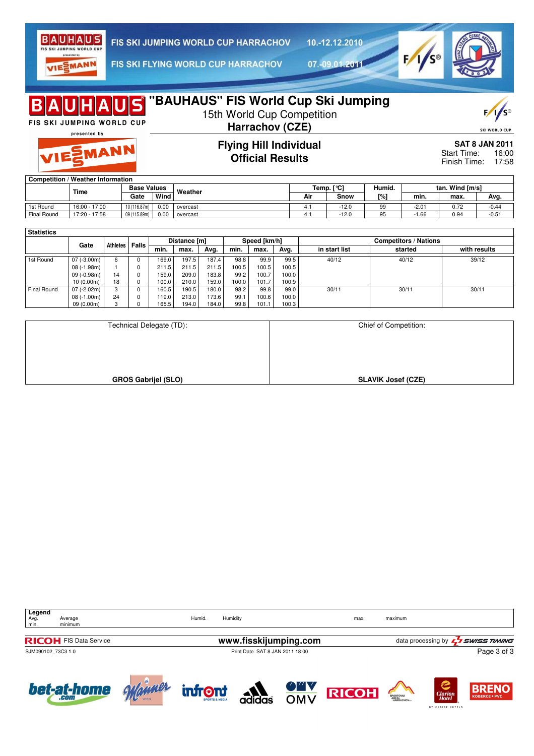# "BAUHAUS" FIS World Cup Ski Jumping

15th World Cup Competition

**Harrachov (CZE)**

FIS SKI JUMPING WORLD CUP HARRACHOV 10.-12.12.2010

FIS SKI FLYING WORLD CUP HARRACHOV 07.-09.01.2011

## Flying Hill Individual
## Official Results

**SAT 8 JAN 2011**
Start Time: 16:00
Finish Time: 17:58

**Competition / Weather Information**

| | Time | Base Values | | Weather | Temp. [°C] | | Humid. | tan. Wind [m/s] | | |
|---|---|---|---|---|---|---|---|---|---|---|
| | | Gate | Wind | | Air | Snow | [%] | min. | max. | Avg. |
| 1st Round | 16:00 - 17:00 | 10 (116.87m) | 0.00 | overcast | 4.1 | -12.0 | 99 | -2.01 | 0.72 | -0.44 |
| Final Round | 17:20 - 17:58 | 09 (115.89m) | 0.00 | overcast | 4.1 | -12.0 | 95 | -1.66 | 0.94 | -0.51 |

**Statistics**

| | Gate | Athletes | Falls | Distance [m] | | | Speed [km/h] | | | Competitors / Nations | | |
|---|---|---|---|---|---|---|---|---|---|---|---|---|
| | | | | min. | max. | Avg. | min. | max. | Avg. | in start list | started | with results |
| 1st Round | 07 (-3.00m) | 6 | 0 | 169.0 | 197.5 | 187.4 | 98.8 | 99.9 | 99.5 | 40/12 | 40/12 | 39/12 |
| | 08 (-1.98m) | 1 | 0 | 211.5 | 211.5 | 211.5 | 100.5 | 100.5 | 100.5 | | | |
| | 09 (-0.98m) | 14 | 0 | 159.0 | 209.0 | 183.8 | 99.2 | 100.7 | 100.0 | | | |
| | 10 (0.00m) | 18 | 0 | 100.0 | 210.0 | 159.0 | 100.0 | 101.7 | 100.9 | | | |
| Final Round | 07 (-2.02m) | 3 | 0 | 160.5 | 190.5 | 180.0 | 98.2 | 99.8 | 99.0 | 30/11 | 30/11 | 30/11 |
| | 08 (-1.00m) | 24 | 0 | 119.0 | 213.0 | 173.6 | 99.1 | 100.6 | 100.0 | | | |
| | 09 (0.00m) | 3 | 0 | 165.5 | 194.0 | 184.0 | 99.8 | 101.1 | 100.3 | | | |

| Technical Delegate (TD): | Chief of Competition: |
|---|---|
| **GROS Gabrijel (SLO)** | **SLAVIK Josef (CZE)** |

**Legend**

| | | | | | |
|---|---|---|---|---|---|
| Avg. | Average | Humid. | Humidity | max. | maximum |
| min. | minimum | | | | |

RICOH FIS Data Service — www.fisskijumping.com — data processing by SWISS TIMING

SJM090102_73C3 1.0 — Print Date SAT 8 JAN 2011 18:00